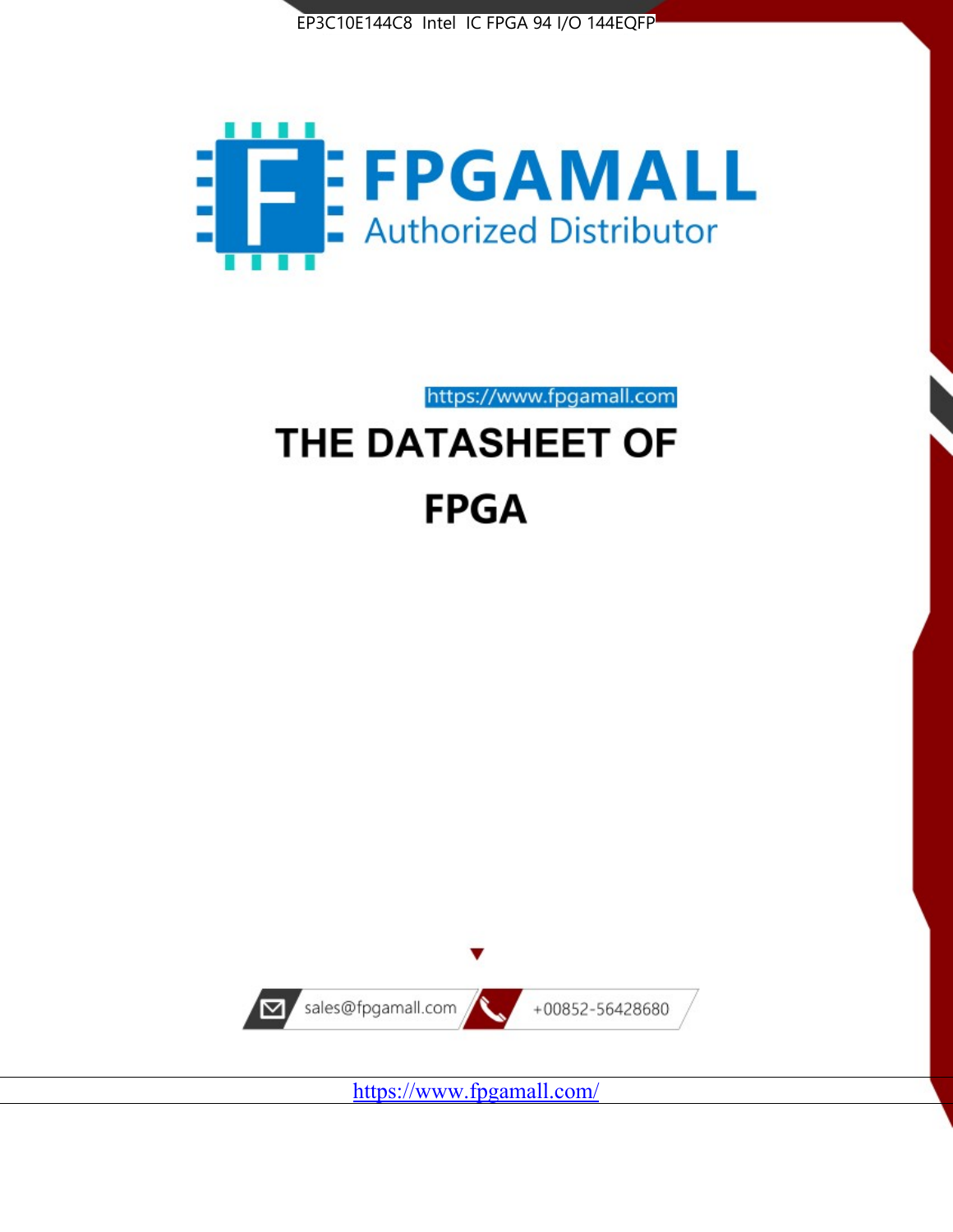EP3C10E144C8 Intel IC FPGA 94 I/O 144EQFP

FPGAMALL

Authorized Distributor

https://www.fpgamall.com

# THE DATASHEET OF

# FPGA

sales@fpgamall.com

+00852-56428680

https://www.fpgamall.com/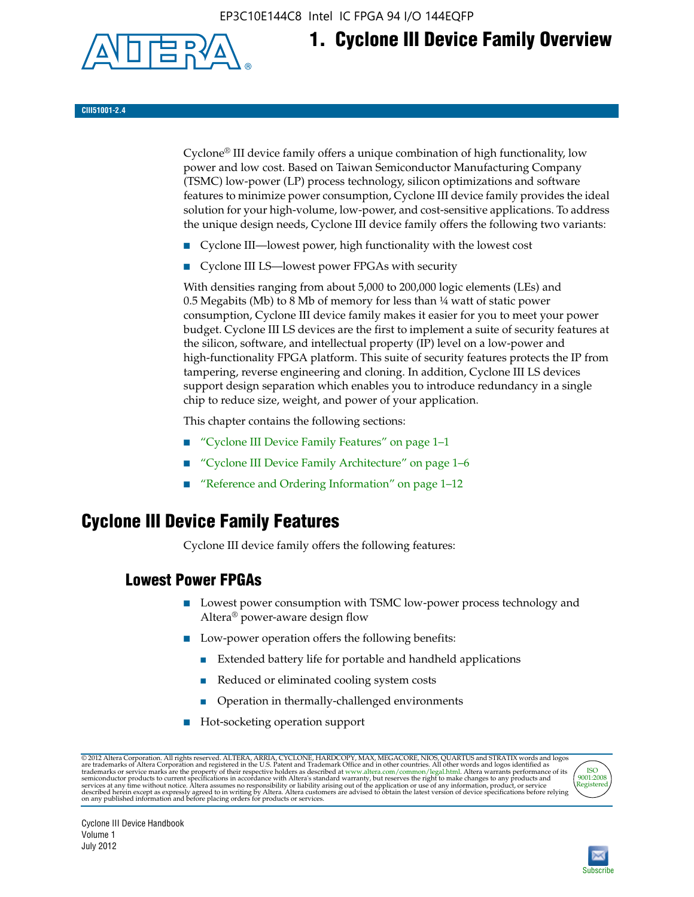# 1. Cyclone III Device Family Overview

CIII51001-2.4

Cyclone® III device family offers a unique combination of high functionality, low power and low cost. Based on Taiwan Semiconductor Manufacturing Company (TSMC) low-power (LP) process technology, silicon optimizations and software features to minimize power consumption, Cyclone III device family provides the ideal solution for your high-volume, low-power, and cost-sensitive applications. To address the unique design needs, Cyclone III device family offers the following two variants:

- Cyclone III—lowest power, high functionality with the lowest cost
- Cyclone III LS—lowest power FPGAs with security

With densities ranging from about 5,000 to 200,000 logic elements (LEs) and 0.5 Megabits (Mb) to 8 Mb of memory for less than ¼ watt of static power consumption, Cyclone III device family makes it easier for you to meet your power budget. Cyclone III LS devices are the first to implement a suite of security features at the silicon, software, and intellectual property (IP) level on a low-power and high-functionality FPGA platform. This suite of security features protects the IP from tampering, reverse engineering and cloning. In addition, Cyclone III LS devices support design separation which enables you to introduce redundancy in a single chip to reduce size, weight, and power of your application.

This chapter contains the following sections:

- "Cyclone III Device Family Features" on page 1–1
- "Cyclone III Device Family Architecture" on page 1–6
- "Reference and Ordering Information" on page 1–12

## Cyclone III Device Family Features

Cyclone III device family offers the following features:

### Lowest Power FPGAs

- Lowest power consumption with TSMC low-power process technology and Altera® power-aware design flow
- Low-power operation offers the following benefits:
  - Extended battery life for portable and handheld applications
  - Reduced or eliminated cooling system costs
  - Operation in thermally-challenged environments
- Hot-socketing operation support

© 2012 Altera Corporation. All rights reserved. ALTERA, ARRIA, CYCLONE, HARDCOPY, MAX, MEGACORE, NIOS, QUARTUS and STRATIX words and logos are trademarks of Altera Corporation and registered in the U.S. Patent and Trademark Office and in other countries. All other words and logos identified as trademarks or service marks are the property of their respective holders as described at www.altera.com/common/legal.html. Altera warrants performance of its semiconductor products to current specifications in accordance with Altera's standard warranty, but reserves the right to make changes to any products and services at any time without notice. Altera assumes no responsibility or liability arising out of the application or use of any information, product, or service described herein except as expressly agreed to in writing by Altera. Altera customers are advised to obtain the latest version of device specifications before relying on any published information and before placing orders for products or services.

Cyclone III Device Handbook
Volume 1
July 2012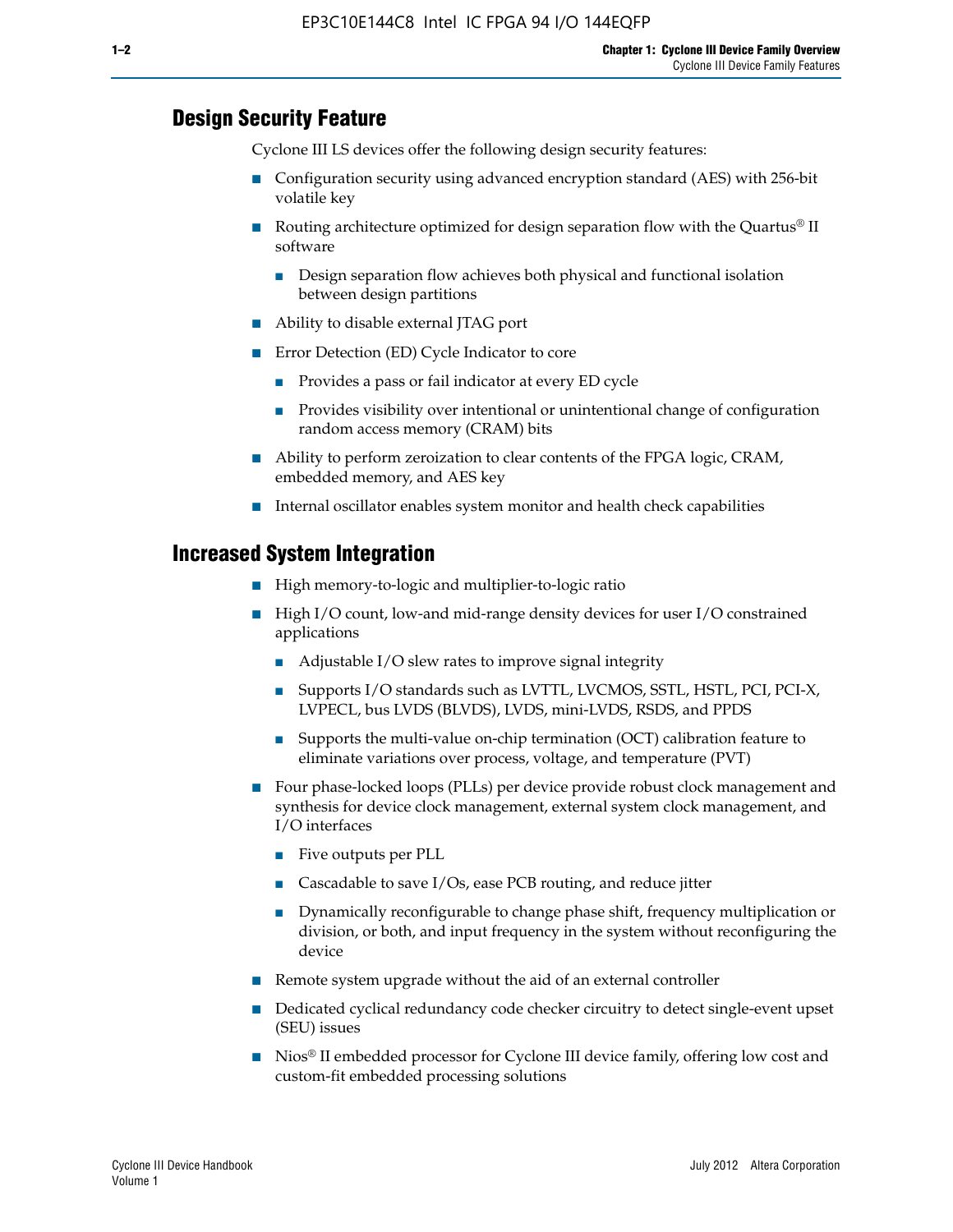## Design Security Feature

Cyclone III LS devices offer the following design security features:

- Configuration security using advanced encryption standard (AES) with 256-bit volatile key
- Routing architecture optimized for design separation flow with the Quartus® II software
  - Design separation flow achieves both physical and functional isolation between design partitions
- Ability to disable external JTAG port
- Error Detection (ED) Cycle Indicator to core
  - Provides a pass or fail indicator at every ED cycle
  - Provides visibility over intentional or unintentional change of configuration random access memory (CRAM) bits
- Ability to perform zeroization to clear contents of the FPGA logic, CRAM, embedded memory, and AES key
- Internal oscillator enables system monitor and health check capabilities

## Increased System Integration

- High memory-to-logic and multiplier-to-logic ratio
- High I/O count, low-and mid-range density devices for user I/O constrained applications
  - Adjustable I/O slew rates to improve signal integrity
  - Supports I/O standards such as LVTTL, LVCMOS, SSTL, HSTL, PCI, PCI-X, LVPECL, bus LVDS (BLVDS), LVDS, mini-LVDS, RSDS, and PPDS
  - Supports the multi-value on-chip termination (OCT) calibration feature to eliminate variations over process, voltage, and temperature (PVT)
- Four phase-locked loops (PLLs) per device provide robust clock management and synthesis for device clock management, external system clock management, and I/O interfaces
  - Five outputs per PLL
  - Cascadable to save I/Os, ease PCB routing, and reduce jitter
  - Dynamically reconfigurable to change phase shift, frequency multiplication or division, or both, and input frequency in the system without reconfiguring the device
- Remote system upgrade without the aid of an external controller
- Dedicated cyclical redundancy code checker circuitry to detect single-event upset (SEU) issues
- Nios® II embedded processor for Cyclone III device family, offering low cost and custom-fit embedded processing solutions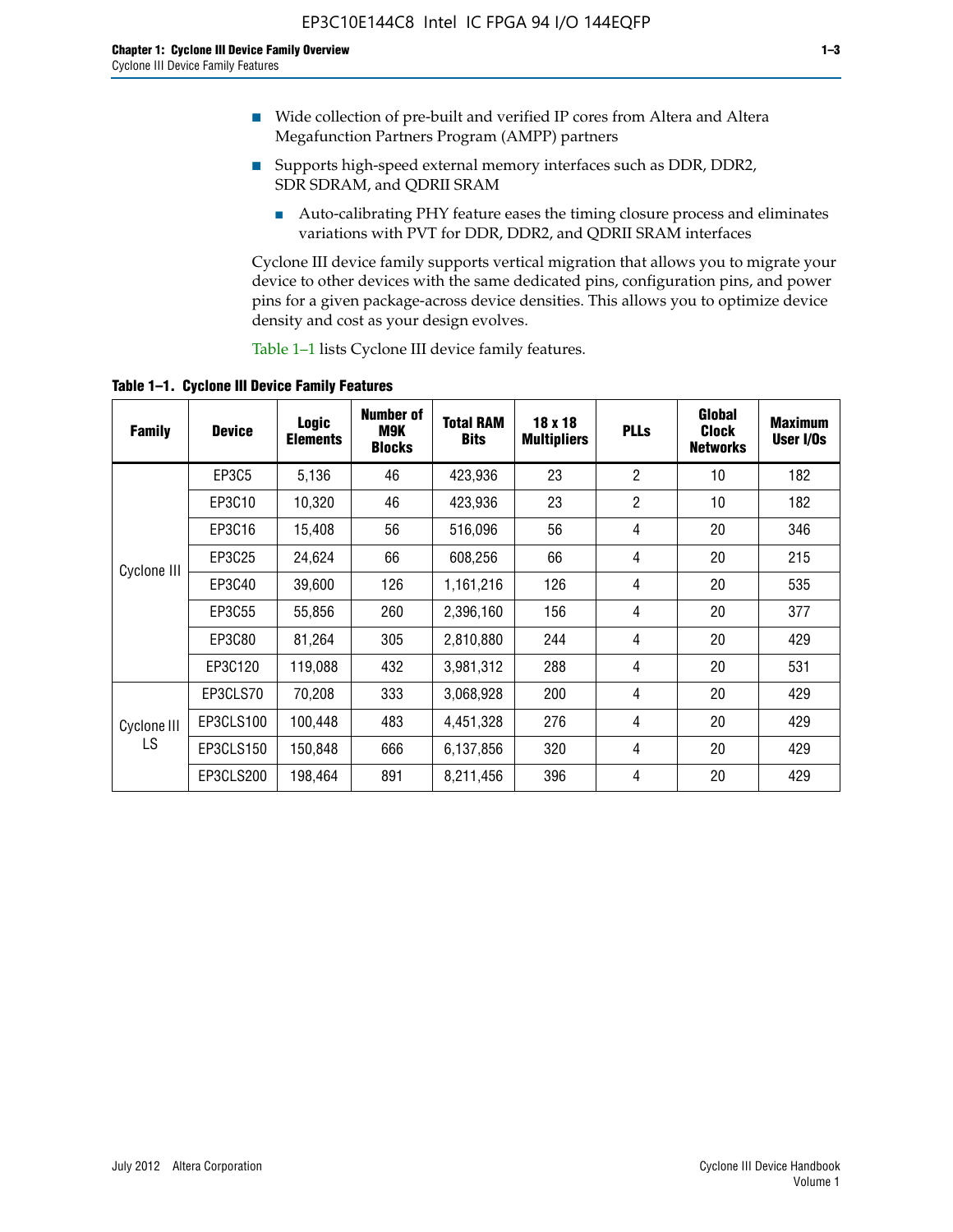- Wide collection of pre-built and verified IP cores from Altera and Altera Megafunction Partners Program (AMPP) partners
- Supports high-speed external memory interfaces such as DDR, DDR2, SDR SDRAM, and QDRII SRAM
  - Auto-calibrating PHY feature eases the timing closure process and eliminates variations with PVT for DDR, DDR2, and QDRII SRAM interfaces

Cyclone III device family supports vertical migration that allows you to migrate your device to other devices with the same dedicated pins, configuration pins, and power pins for a given package-across device densities. This allows you to optimize device density and cost as your design evolves.

Table 1–1 lists Cyclone III device family features.

**Table 1–1. Cyclone III Device Family Features**

| Family | Device | Logic Elements | Number of M9K Blocks | Total RAM Bits | 18 x 18 Multipliers | PLLs | Global Clock Networks | Maximum User I/Os |
|---|---|---|---|---|---|---|---|---|
| Cyclone III | EP3C5 | 5,136 | 46 | 423,936 | 23 | 2 | 10 | 182 |
| | EP3C10 | 10,320 | 46 | 423,936 | 23 | 2 | 10 | 182 |
| | EP3C16 | 15,408 | 56 | 516,096 | 56 | 4 | 20 | 346 |
| | EP3C25 | 24,624 | 66 | 608,256 | 66 | 4 | 20 | 215 |
| | EP3C40 | 39,600 | 126 | 1,161,216 | 126 | 4 | 20 | 535 |
| | EP3C55 | 55,856 | 260 | 2,396,160 | 156 | 4 | 20 | 377 |
| | EP3C80 | 81,264 | 305 | 2,810,880 | 244 | 4 | 20 | 429 |
| | EP3C120 | 119,088 | 432 | 3,981,312 | 288 | 4 | 20 | 531 |
| Cyclone III LS | EP3CLS70 | 70,208 | 333 | 3,068,928 | 200 | 4 | 20 | 429 |
| | EP3CLS100 | 100,448 | 483 | 4,451,328 | 276 | 4 | 20 | 429 |
| | EP3CLS150 | 150,848 | 666 | 6,137,856 | 320 | 4 | 20 | 429 |
| | EP3CLS200 | 198,464 | 891 | 8,211,456 | 396 | 4 | 20 | 429 |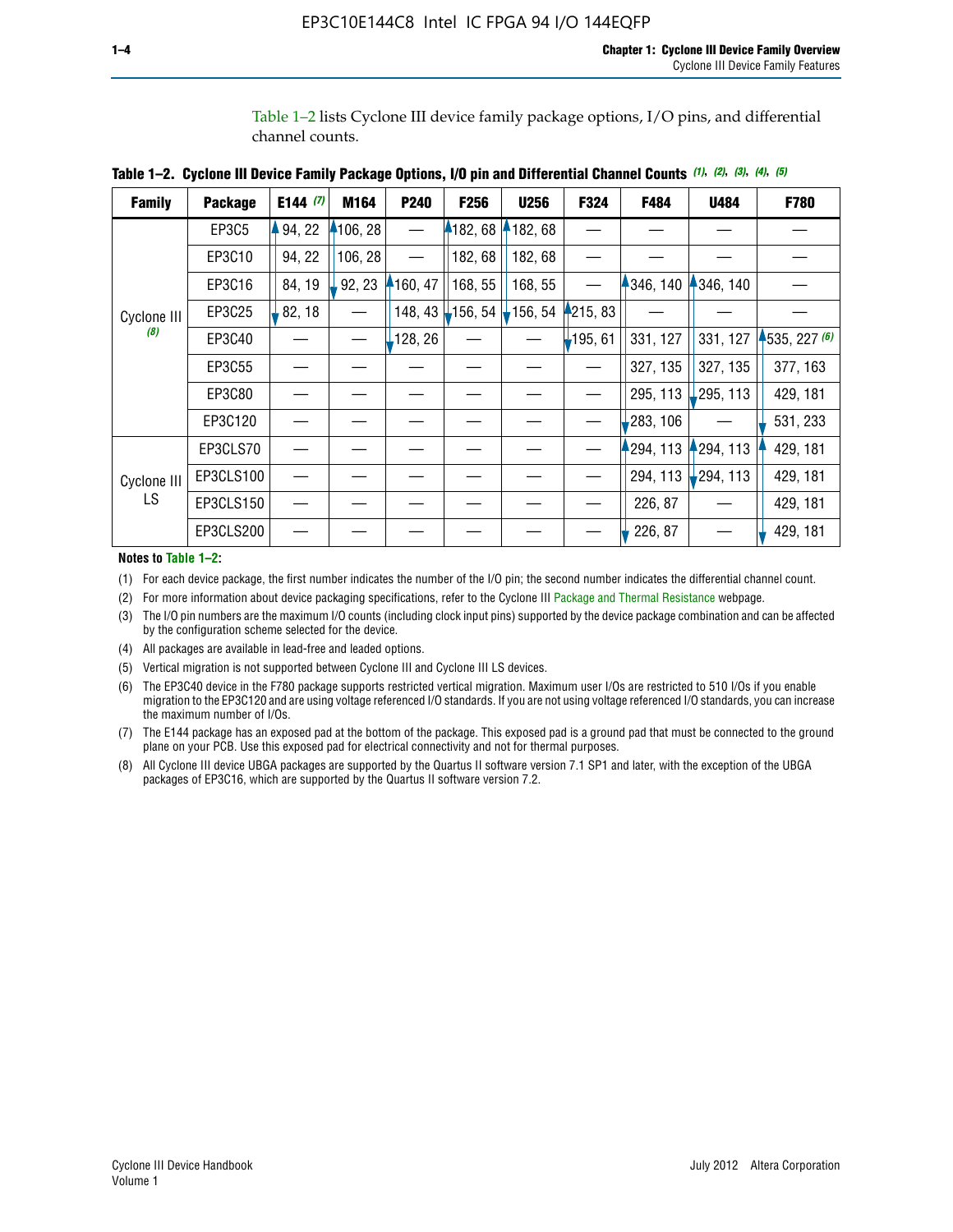Table 1–2 lists Cyclone III device family package options, I/O pins, and differential channel counts.

**Table 1–2. Cyclone III Device Family Package Options, I/O pin and Differential Channel Counts (1), (2), (3), (4), (5)**

| Family | Package | E144 (7) | M164 | P240 | F256 | U256 | F324 | F484 | U484 | F780 |
|---|---|---|---|---|---|---|---|---|---|---|
| Cyclone III (8) | EP3C5 | 94, 22 | 106, 28 | — | 182, 68 | 182, 68 | — | — | — | — |
| | EP3C10 | 94, 22 | 106, 28 | — | 182, 68 | 182, 68 | — | — | — | — |
| | EP3C16 | 84, 19 | 92, 23 | 160, 47 | 168, 55 | 168, 55 | — | 346, 140 | 346, 140 | — |
| | EP3C25 | 82, 18 | — | 148, 43 | 156, 54 | 156, 54 | 215, 83 | — | — | — |
| | EP3C40 | — | — | 128, 26 | — | — | 195, 61 | 331, 127 | 331, 127 | 535, 227 (6) |
| | EP3C55 | — | — | — | — | — | — | 327, 135 | 327, 135 | 377, 163 |
| | EP3C80 | — | — | — | — | — | — | 295, 113 | 295, 113 | 429, 181 |
| | EP3C120 | — | — | — | — | — | — | 283, 106 | — | 531, 233 |
| Cyclone III LS | EP3CLS70 | — | — | — | — | — | — | 294, 113 | 294, 113 | 429, 181 |
| | EP3CLS100 | — | — | — | — | — | — | 294, 113 | 294, 113 | 429, 181 |
| | EP3CLS150 | — | — | — | — | — | — | 226, 87 | — | 429, 181 |
| | EP3CLS200 | — | — | — | — | — | — | 226, 87 | — | 429, 181 |

**Notes to Table 1–2:**

(1) For each device package, the first number indicates the number of the I/O pin; the second number indicates the differential channel count.

(2) For more information about device packaging specifications, refer to the Cyclone III Package and Thermal Resistance webpage.

(3) The I/O pin numbers are the maximum I/O counts (including clock input pins) supported by the device package combination and can be affected by the configuration scheme selected for the device.

(4) All packages are available in lead-free and leaded options.

(5) Vertical migration is not supported between Cyclone III and Cyclone III LS devices.

(6) The EP3C40 device in the F780 package supports restricted vertical migration. Maximum user I/Os are restricted to 510 I/Os if you enable migration to the EP3C120 and are using voltage referenced I/O standards. If you are not using voltage referenced I/O standards, you can increase the maximum number of I/Os.

(7) The E144 package has an exposed pad at the bottom of the package. This exposed pad is a ground pad that must be connected to the ground plane on your PCB. Use this exposed pad for electrical connectivity and not for thermal purposes.

(8) All Cyclone III device UBGA packages are supported by the Quartus II software version 7.1 SP1 and later, with the exception of the UBGA packages of EP3C16, which are supported by the Quartus II software version 7.2.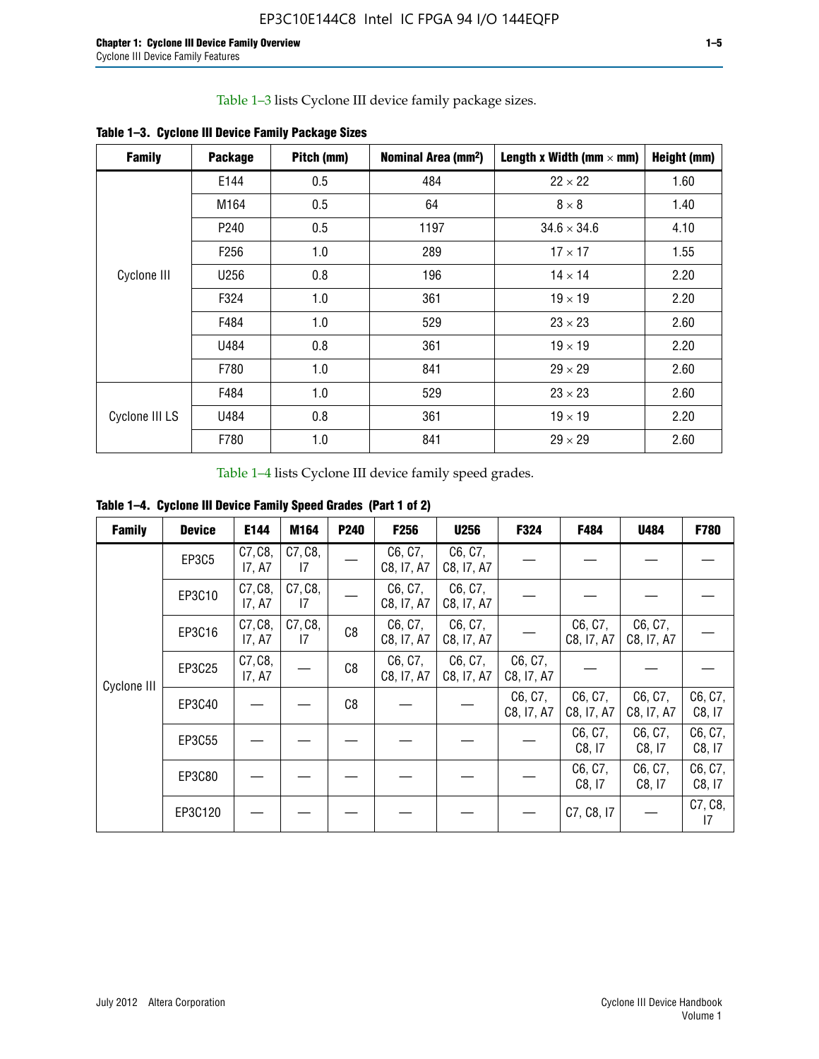Table 1–3 lists Cyclone III device family package sizes.

**Table 1–3. Cyclone III Device Family Package Sizes**

| Family | Package | Pitch (mm) | Nominal Area (mm$^2$) | Length x Width (mm × mm) | Height (mm) |
|---|---|---|---|---|---|
| Cyclone III | E144 | 0.5 | 484 | 22 × 22 | 1.60 |
| | M164 | 0.5 | 64 | 8 × 8 | 1.40 |
| | P240 | 0.5 | 1197 | 34.6 × 34.6 | 4.10 |
| | F256 | 1.0 | 289 | 17 × 17 | 1.55 |
| | U256 | 0.8 | 196 | 14 × 14 | 2.20 |
| | F324 | 1.0 | 361 | 19 × 19 | 2.20 |
| | F484 | 1.0 | 529 | 23 × 23 | 2.60 |
| | U484 | 0.8 | 361 | 19 × 19 | 2.20 |
| | F780 | 1.0 | 841 | 29 × 29 | 2.60 |
| Cyclone III LS | F484 | 1.0 | 529 | 23 × 23 | 2.60 |
| | U484 | 0.8 | 361 | 19 × 19 | 2.20 |
| | F780 | 1.0 | 841 | 29 × 29 | 2.60 |

Table 1–4 lists Cyclone III device family speed grades.

**Table 1–4. Cyclone III Device Family Speed Grades (Part 1 of 2)**

| Family | Device | E144 | M164 | P240 | F256 | U256 | F324 | F484 | U484 | F780 |
|---|---|---|---|---|---|---|---|---|---|---|
| Cyclone III | EP3C5 | C7, C8, I7, A7 | C7, C8, I7 | — | C6, C7, C8, I7, A7 | C6, C7, C8, I7, A7 | — | — | — | — |
| | EP3C10 | C7, C8, I7, A7 | C7, C8, I7 | — | C6, C7, C8, I7, A7 | C6, C7, C8, I7, A7 | — | — | — | — |
| | EP3C16 | C7, C8, I7, A7 | C7, C8, I7 | C8 | C6, C7, C8, I7, A7 | C6, C7, C8, I7, A7 | — | C6, C7, C8, I7, A7 | C6, C7, C8, I7, A7 | — |
| | EP3C25 | C7, C8, I7, A7 | — | C8 | C6, C7, C8, I7, A7 | C6, C7, C8, I7, A7 | C6, C7, C8, I7, A7 | — | — | — |
| | EP3C40 | — | — | C8 | — | — | C6, C7, C8, I7, A7 | C6, C7, C8, I7, A7 | C6, C7, C8, I7, A7 | C6, C7, C8, I7 |
| | EP3C55 | — | — | — | — | — | — | C6, C7, C8, I7 | C6, C7, C8, I7 | C6, C7, C8, I7 |
| | EP3C80 | — | — | — | — | — | — | C6, C7, C8, I7 | C6, C7, C8, I7 | C6, C7, C8, I7 |
| | EP3C120 | — | — | — | — | — | — | C7, C8, I7 | — | C7, C8, I7 |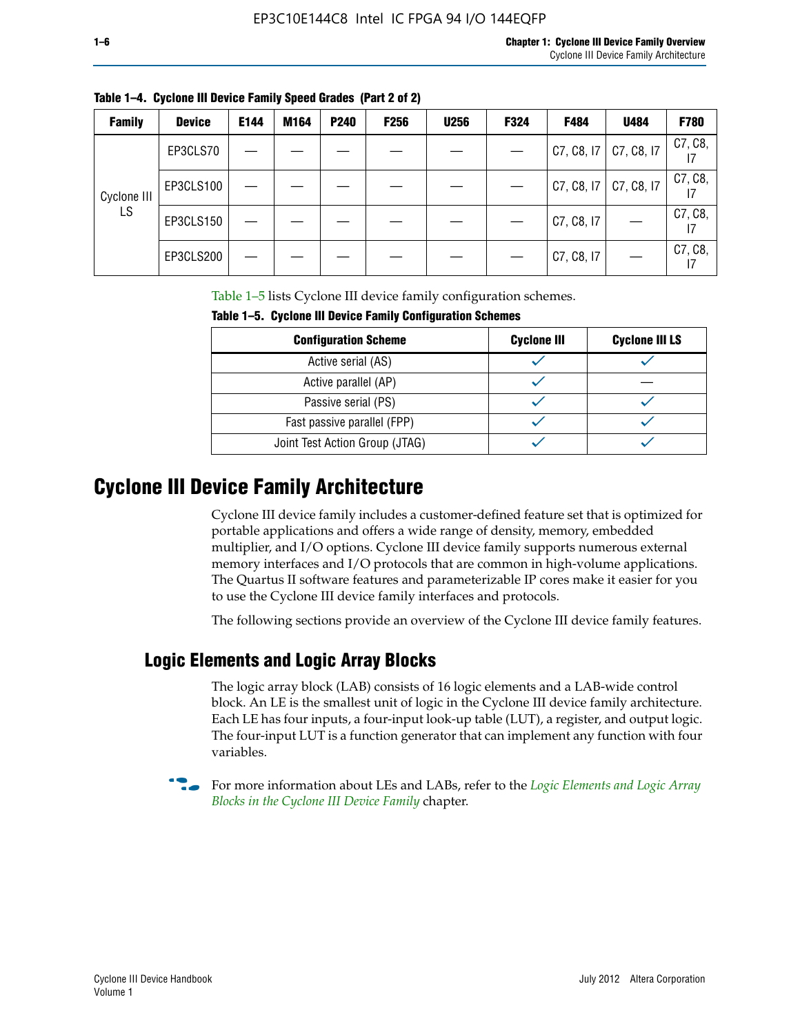**Table 1–4. Cyclone III Device Family Speed Grades (Part 2 of 2)**

| Family | Device | E144 | M164 | P240 | F256 | U256 | F324 | F484 | U484 | F780 |
|---|---|---|---|---|---|---|---|---|---|---|
| Cyclone III LS | EP3CLS70 | — | — | — | — | — | — | C7, C8, I7 | C7, C8, I7 | C7, C8, I7 |
| | EP3CLS100 | — | — | — | — | — | — | C7, C8, I7 | C7, C8, I7 | C7, C8, I7 |
| | EP3CLS150 | — | — | — | — | — | — | C7, C8, I7 | — | C7, C8, I7 |
| | EP3CLS200 | — | — | — | — | — | — | C7, C8, I7 | — | C7, C8, I7 |

Table 1–5 lists Cyclone III device family configuration schemes.

**Table 1–5. Cyclone III Device Family Configuration Schemes**

| Configuration Scheme | Cyclone III | Cyclone III LS |
|---|---|---|
| Active serial (AS) | ✓ | ✓ |
| Active parallel (AP) | ✓ | — |
| Passive serial (PS) | ✓ | ✓ |
| Fast passive parallel (FPP) | ✓ | ✓ |
| Joint Test Action Group (JTAG) | ✓ | ✓ |

# Cyclone III Device Family Architecture

Cyclone III device family includes a customer-defined feature set that is optimized for portable applications and offers a wide range of density, memory, embedded multiplier, and I/O options. Cyclone III device family supports numerous external memory interfaces and I/O protocols that are common in high-volume applications. The Quartus II software features and parameterizable IP cores make it easier for you to use the Cyclone III device family interfaces and protocols.

The following sections provide an overview of the Cyclone III device family features.

## Logic Elements and Logic Array Blocks

The logic array block (LAB) consists of 16 logic elements and a LAB-wide control block. An LE is the smallest unit of logic in the Cyclone III device family architecture. Each LE has four inputs, a four-input look-up table (LUT), a register, and output logic. The four-input LUT is a function generator that can implement any function with four variables.

For more information about LEs and LABs, refer to the *Logic Elements and Logic Array Blocks in the Cyclone III Device Family* chapter.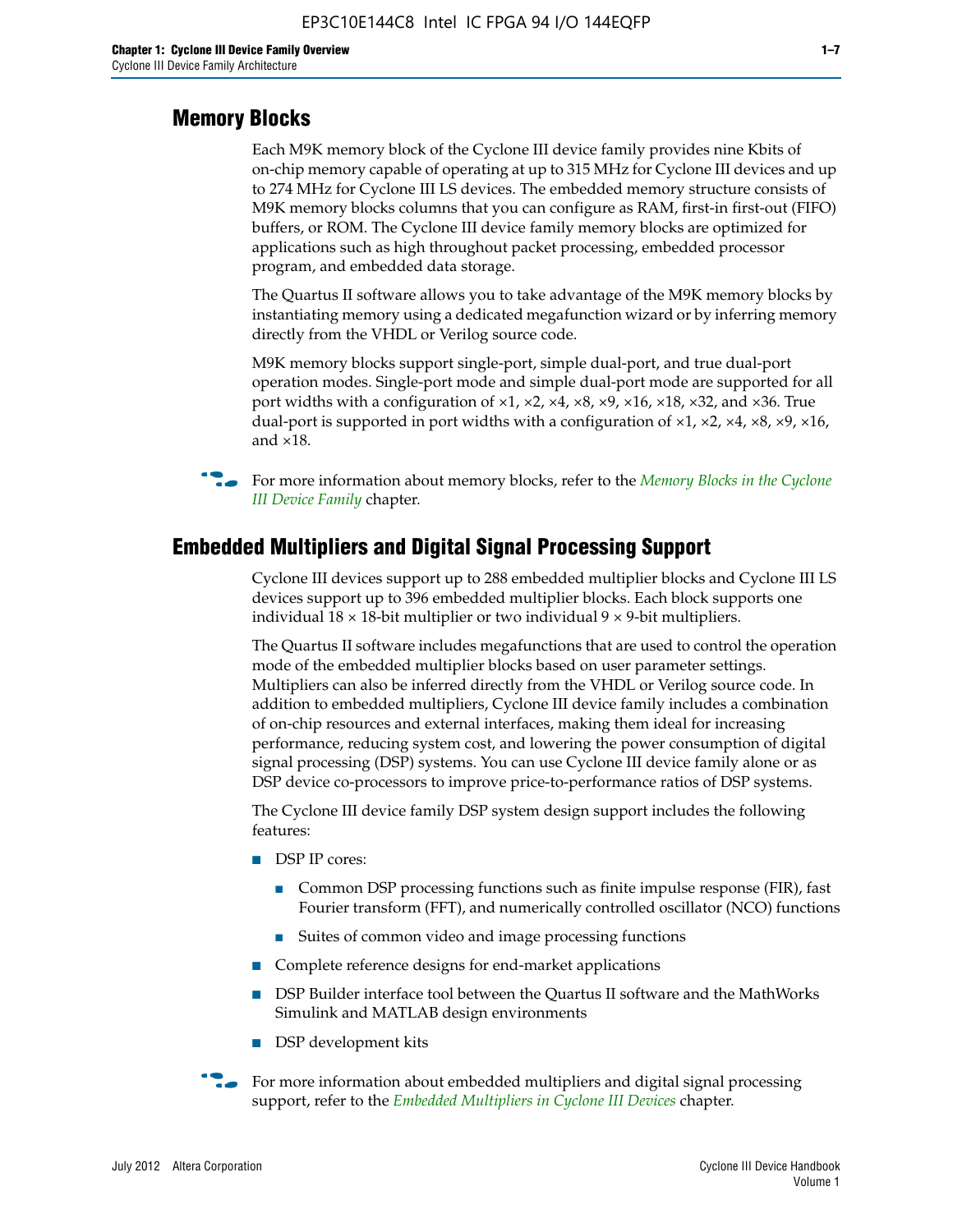## Memory Blocks

Each M9K memory block of the Cyclone III device family provides nine Kbits of on-chip memory capable of operating at up to 315 MHz for Cyclone III devices and up to 274 MHz for Cyclone III LS devices. The embedded memory structure consists of M9K memory blocks columns that you can configure as RAM, first-in first-out (FIFO) buffers, or ROM. The Cyclone III device family memory blocks are optimized for applications such as high throughout packet processing, embedded processor program, and embedded data storage.

The Quartus II software allows you to take advantage of the M9K memory blocks by instantiating memory using a dedicated megafunction wizard or by inferring memory directly from the VHDL or Verilog source code.

M9K memory blocks support single-port, simple dual-port, and true dual-port operation modes. Single-port mode and simple dual-port mode are supported for all port widths with a configuration of ×1, ×2, ×4, ×8, ×9, ×16, ×18, ×32, and ×36. True dual-port is supported in port widths with a configuration of ×1, ×2, ×4, ×8, ×9, ×16, and ×18.

For more information about memory blocks, refer to the *Memory Blocks in the Cyclone III Device Family* chapter.

## Embedded Multipliers and Digital Signal Processing Support

Cyclone III devices support up to 288 embedded multiplier blocks and Cyclone III LS devices support up to 396 embedded multiplier blocks. Each block supports one individual 18 × 18-bit multiplier or two individual 9 × 9-bit multipliers.

The Quartus II software includes megafunctions that are used to control the operation mode of the embedded multiplier blocks based on user parameter settings. Multipliers can also be inferred directly from the VHDL or Verilog source code. In addition to embedded multipliers, Cyclone III device family includes a combination of on-chip resources and external interfaces, making them ideal for increasing performance, reducing system cost, and lowering the power consumption of digital signal processing (DSP) systems. You can use Cyclone III device family alone or as DSP device co-processors to improve price-to-performance ratios of DSP systems.

The Cyclone III device family DSP system design support includes the following features:

- DSP IP cores:
  - Common DSP processing functions such as finite impulse response (FIR), fast Fourier transform (FFT), and numerically controlled oscillator (NCO) functions
  - Suites of common video and image processing functions
- Complete reference designs for end-market applications
- DSP Builder interface tool between the Quartus II software and the MathWorks Simulink and MATLAB design environments
- DSP development kits

For more information about embedded multipliers and digital signal processing support, refer to the *Embedded Multipliers in Cyclone III Devices* chapter.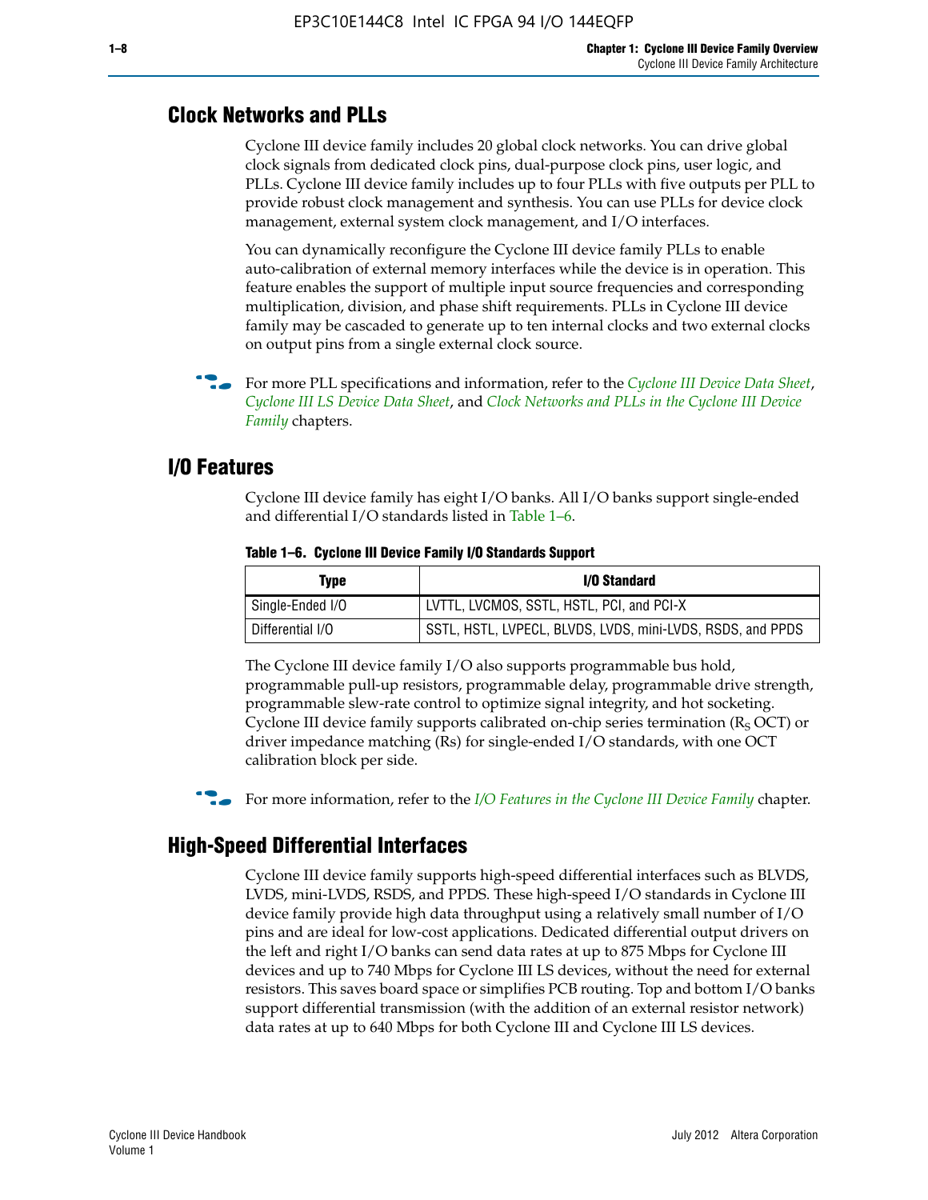## Clock Networks and PLLs

Cyclone III device family includes 20 global clock networks. You can drive global clock signals from dedicated clock pins, dual-purpose clock pins, user logic, and PLLs. Cyclone III device family includes up to four PLLs with five outputs per PLL to provide robust clock management and synthesis. You can use PLLs for device clock management, external system clock management, and I/O interfaces.

You can dynamically reconfigure the Cyclone III device family PLLs to enable auto-calibration of external memory interfaces while the device is in operation. This feature enables the support of multiple input source frequencies and corresponding multiplication, division, and phase shift requirements. PLLs in Cyclone III device family may be cascaded to generate up to ten internal clocks and two external clocks on output pins from a single external clock source.

For more PLL specifications and information, refer to the *Cyclone III Device Data Sheet*, *Cyclone III LS Device Data Sheet*, and *Clock Networks and PLLs in the Cyclone III Device Family* chapters.

## I/O Features

Cyclone III device family has eight I/O banks. All I/O banks support single-ended and differential I/O standards listed in Table 1–6.

**Table 1–6. Cyclone III Device Family I/O Standards Support**

| Type | I/O Standard |
|---|---|
| Single-Ended I/O | LVTTL, LVCMOS, SSTL, HSTL, PCI, and PCI-X |
| Differential I/O | SSTL, HSTL, LVPECL, BLVDS, LVDS, mini-LVDS, RSDS, and PPDS |

The Cyclone III device family I/O also supports programmable bus hold, programmable pull-up resistors, programmable delay, programmable drive strength, programmable slew-rate control to optimize signal integrity, and hot socketing. Cyclone III device family supports calibrated on-chip series termination ($R_S$ OCT) or driver impedance matching (Rs) for single-ended I/O standards, with one OCT calibration block per side.

For more information, refer to the *I/O Features in the Cyclone III Device Family* chapter.

## High-Speed Differential Interfaces

Cyclone III device family supports high-speed differential interfaces such as BLVDS, LVDS, mini-LVDS, RSDS, and PPDS. These high-speed I/O standards in Cyclone III device family provide high data throughput using a relatively small number of I/O pins and are ideal for low-cost applications. Dedicated differential output drivers on the left and right I/O banks can send data rates at up to 875 Mbps for Cyclone III devices and up to 740 Mbps for Cyclone III LS devices, without the need for external resistors. This saves board space or simplifies PCB routing. Top and bottom I/O banks support differential transmission (with the addition of an external resistor network) data rates at up to 640 Mbps for both Cyclone III and Cyclone III LS devices.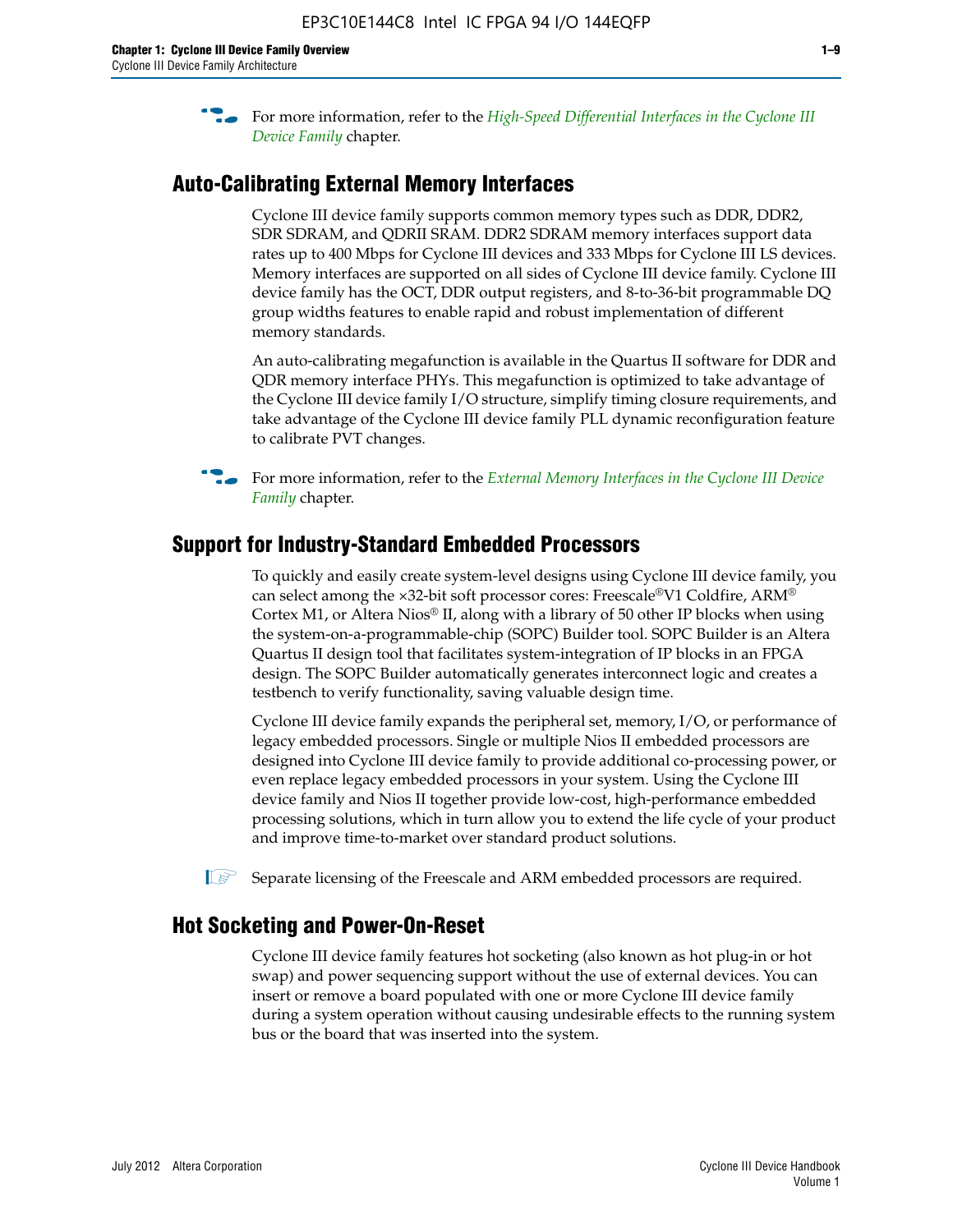For more information, refer to the *High-Speed Differential Interfaces in the Cyclone III Device Family* chapter.

## Auto-Calibrating External Memory Interfaces

Cyclone III device family supports common memory types such as DDR, DDR2, SDR SDRAM, and QDRII SRAM. DDR2 SDRAM memory interfaces support data rates up to 400 Mbps for Cyclone III devices and 333 Mbps for Cyclone III LS devices. Memory interfaces are supported on all sides of Cyclone III device family. Cyclone III device family has the OCT, DDR output registers, and 8-to-36-bit programmable DQ group widths features to enable rapid and robust implementation of different memory standards.

An auto-calibrating megafunction is available in the Quartus II software for DDR and QDR memory interface PHYs. This megafunction is optimized to take advantage of the Cyclone III device family I/O structure, simplify timing closure requirements, and take advantage of the Cyclone III device family PLL dynamic reconfiguration feature to calibrate PVT changes.

For more information, refer to the *External Memory Interfaces in the Cyclone III Device Family* chapter.

## Support for Industry-Standard Embedded Processors

To quickly and easily create system-level designs using Cyclone III device family, you can select among the ×32-bit soft processor cores: Freescale®V1 Coldfire, ARM® Cortex M1, or Altera Nios® II, along with a library of 50 other IP blocks when using the system-on-a-programmable-chip (SOPC) Builder tool. SOPC Builder is an Altera Quartus II design tool that facilitates system-integration of IP blocks in an FPGA design. The SOPC Builder automatically generates interconnect logic and creates a testbench to verify functionality, saving valuable design time.

Cyclone III device family expands the peripheral set, memory, I/O, or performance of legacy embedded processors. Single or multiple Nios II embedded processors are designed into Cyclone III device family to provide additional co-processing power, or even replace legacy embedded processors in your system. Using the Cyclone III device family and Nios II together provide low-cost, high-performance embedded processing solutions, which in turn allow you to extend the life cycle of your product and improve time-to-market over standard product solutions.

Separate licensing of the Freescale and ARM embedded processors are required.

## Hot Socketing and Power-On-Reset

Cyclone III device family features hot socketing (also known as hot plug-in or hot swap) and power sequencing support without the use of external devices. You can insert or remove a board populated with one or more Cyclone III device family during a system operation without causing undesirable effects to the running system bus or the board that was inserted into the system.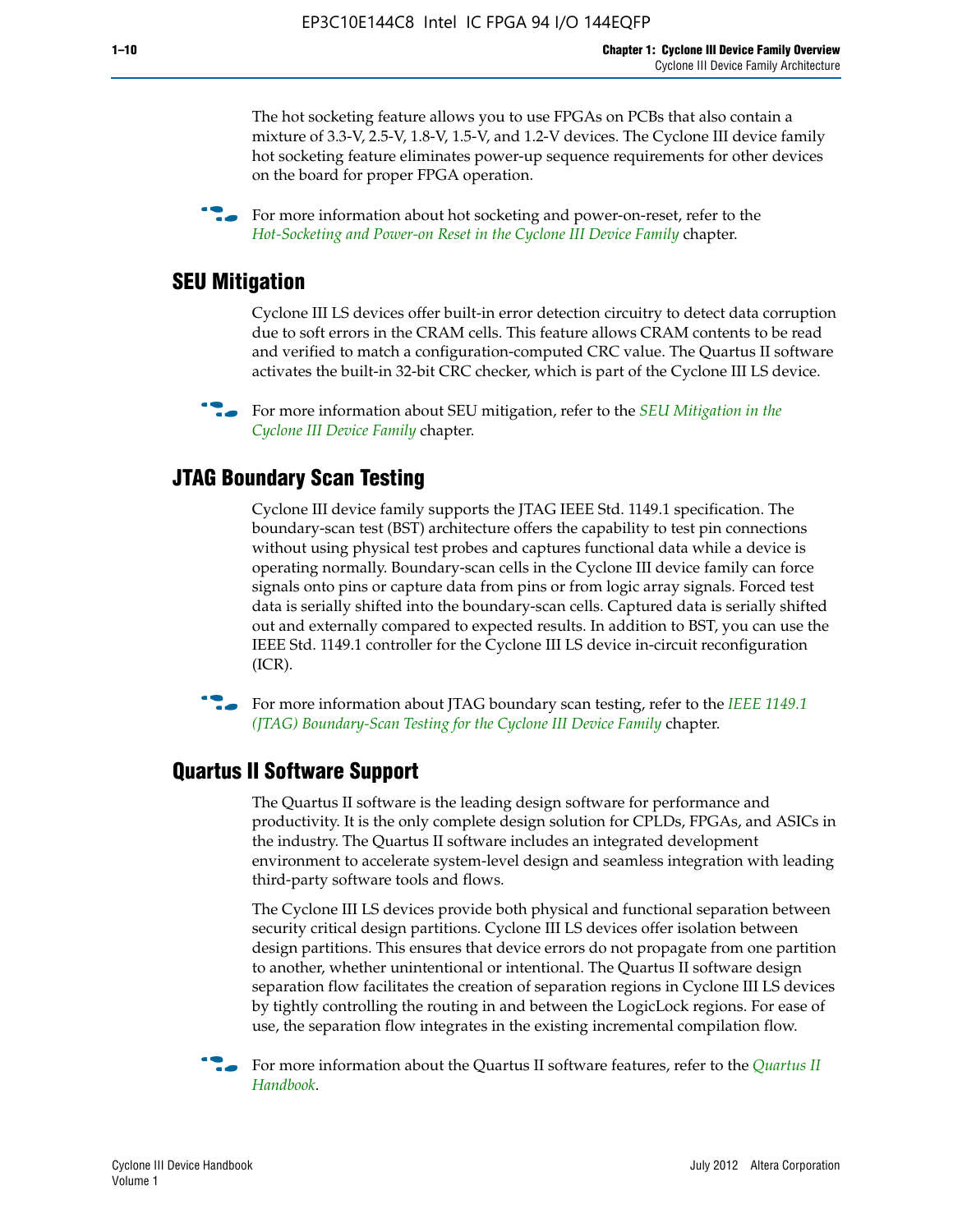The hot socketing feature allows you to use FPGAs on PCBs that also contain a mixture of 3.3-V, 2.5-V, 1.8-V, 1.5-V, and 1.2-V devices. The Cyclone III device family hot socketing feature eliminates power-up sequence requirements for other devices on the board for proper FPGA operation.

For more information about hot socketing and power-on-reset, refer to the *Hot-Socketing and Power-on Reset in the Cyclone III Device Family* chapter.

## SEU Mitigation

Cyclone III LS devices offer built-in error detection circuitry to detect data corruption due to soft errors in the CRAM cells. This feature allows CRAM contents to be read and verified to match a configuration-computed CRC value. The Quartus II software activates the built-in 32-bit CRC checker, which is part of the Cyclone III LS device.

For more information about SEU mitigation, refer to the *SEU Mitigation in the Cyclone III Device Family* chapter.

## JTAG Boundary Scan Testing

Cyclone III device family supports the JTAG IEEE Std. 1149.1 specification. The boundary-scan test (BST) architecture offers the capability to test pin connections without using physical test probes and captures functional data while a device is operating normally. Boundary-scan cells in the Cyclone III device family can force signals onto pins or capture data from pins or from logic array signals. Forced test data is serially shifted into the boundary-scan cells. Captured data is serially shifted out and externally compared to expected results. In addition to BST, you can use the IEEE Std. 1149.1 controller for the Cyclone III LS device in-circuit reconfiguration (ICR).

For more information about JTAG boundary scan testing, refer to the *IEEE 1149.1 (JTAG) Boundary-Scan Testing for the Cyclone III Device Family* chapter.

## Quartus II Software Support

The Quartus II software is the leading design software for performance and productivity. It is the only complete design solution for CPLDs, FPGAs, and ASICs in the industry. The Quartus II software includes an integrated development environment to accelerate system-level design and seamless integration with leading third-party software tools and flows.

The Cyclone III LS devices provide both physical and functional separation between security critical design partitions. Cyclone III LS devices offer isolation between design partitions. This ensures that device errors do not propagate from one partition to another, whether unintentional or intentional. The Quartus II software design separation flow facilitates the creation of separation regions in Cyclone III LS devices by tightly controlling the routing in and between the LogicLock regions. For ease of use, the separation flow integrates in the existing incremental compilation flow.

For more information about the Quartus II software features, refer to the *Quartus II Handbook*.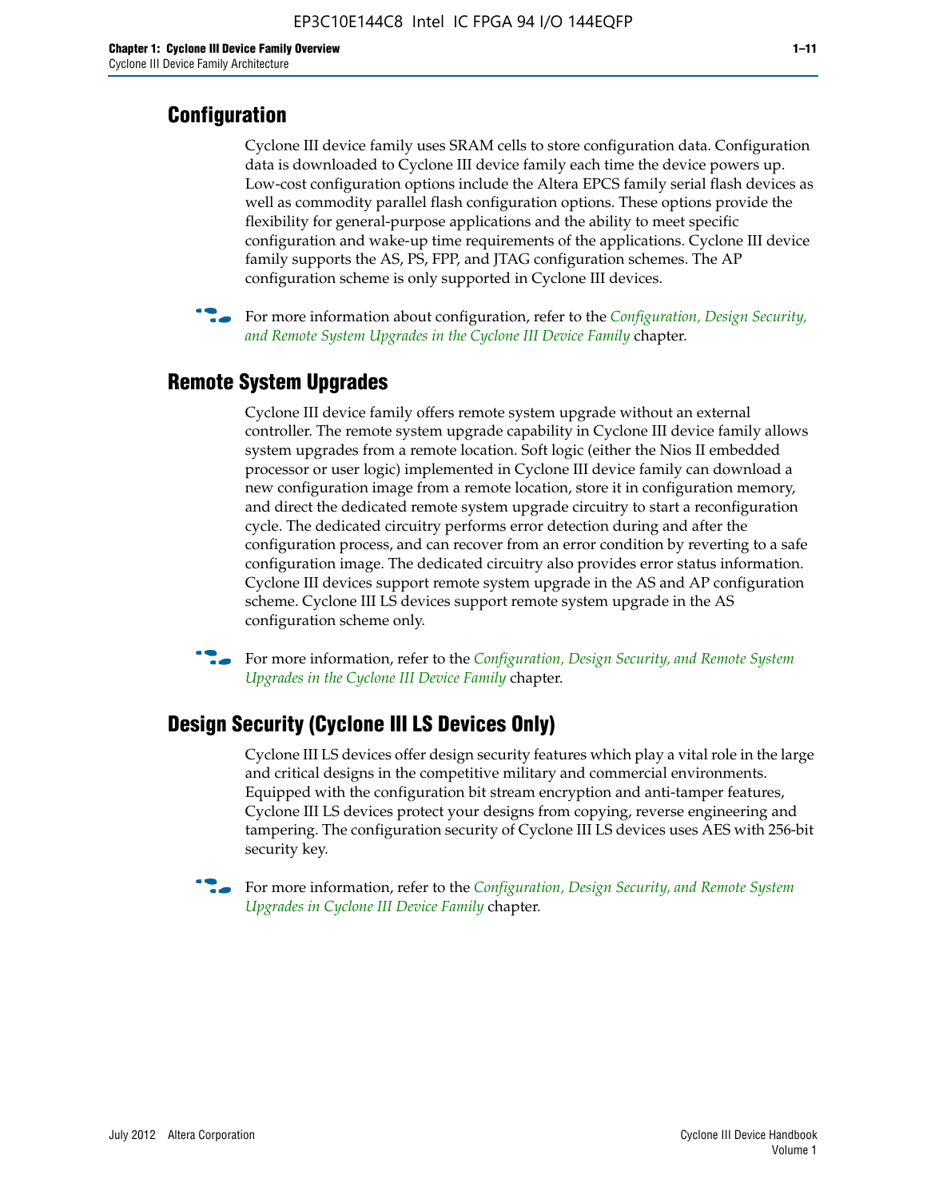## Configuration

Cyclone III device family uses SRAM cells to store configuration data. Configuration data is downloaded to Cyclone III device family each time the device powers up. Low-cost configuration options include the Altera EPCS family serial flash devices as well as commodity parallel flash configuration options. These options provide the flexibility for general-purpose applications and the ability to meet specific configuration and wake-up time requirements of the applications. Cyclone III device family supports the AS, PS, FPP, and JTAG configuration schemes. The AP configuration scheme is only supported in Cyclone III devices.

For more information about configuration, refer to the *Configuration, Design Security, and Remote System Upgrades in the Cyclone III Device Family* chapter.

## Remote System Upgrades

Cyclone III device family offers remote system upgrade without an external controller. The remote system upgrade capability in Cyclone III device family allows system upgrades from a remote location. Soft logic (either the Nios II embedded processor or user logic) implemented in Cyclone III device family can download a new configuration image from a remote location, store it in configuration memory, and direct the dedicated remote system upgrade circuitry to start a reconfiguration cycle. The dedicated circuitry performs error detection during and after the configuration process, and can recover from an error condition by reverting to a safe configuration image. The dedicated circuitry also provides error status information. Cyclone III devices support remote system upgrade in the AS and AP configuration scheme. Cyclone III LS devices support remote system upgrade in the AS configuration scheme only.

For more information, refer to the *Configuration, Design Security, and Remote System Upgrades in the Cyclone III Device Family* chapter.

## Design Security (Cyclone III LS Devices Only)

Cyclone III LS devices offer design security features which play a vital role in the large and critical designs in the competitive military and commercial environments. Equipped with the configuration bit stream encryption and anti-tamper features, Cyclone III LS devices protect your designs from copying, reverse engineering and tampering. The configuration security of Cyclone III LS devices uses AES with 256-bit security key.

For more information, refer to the *Configuration, Design Security, and Remote System Upgrades in Cyclone III Device Family* chapter.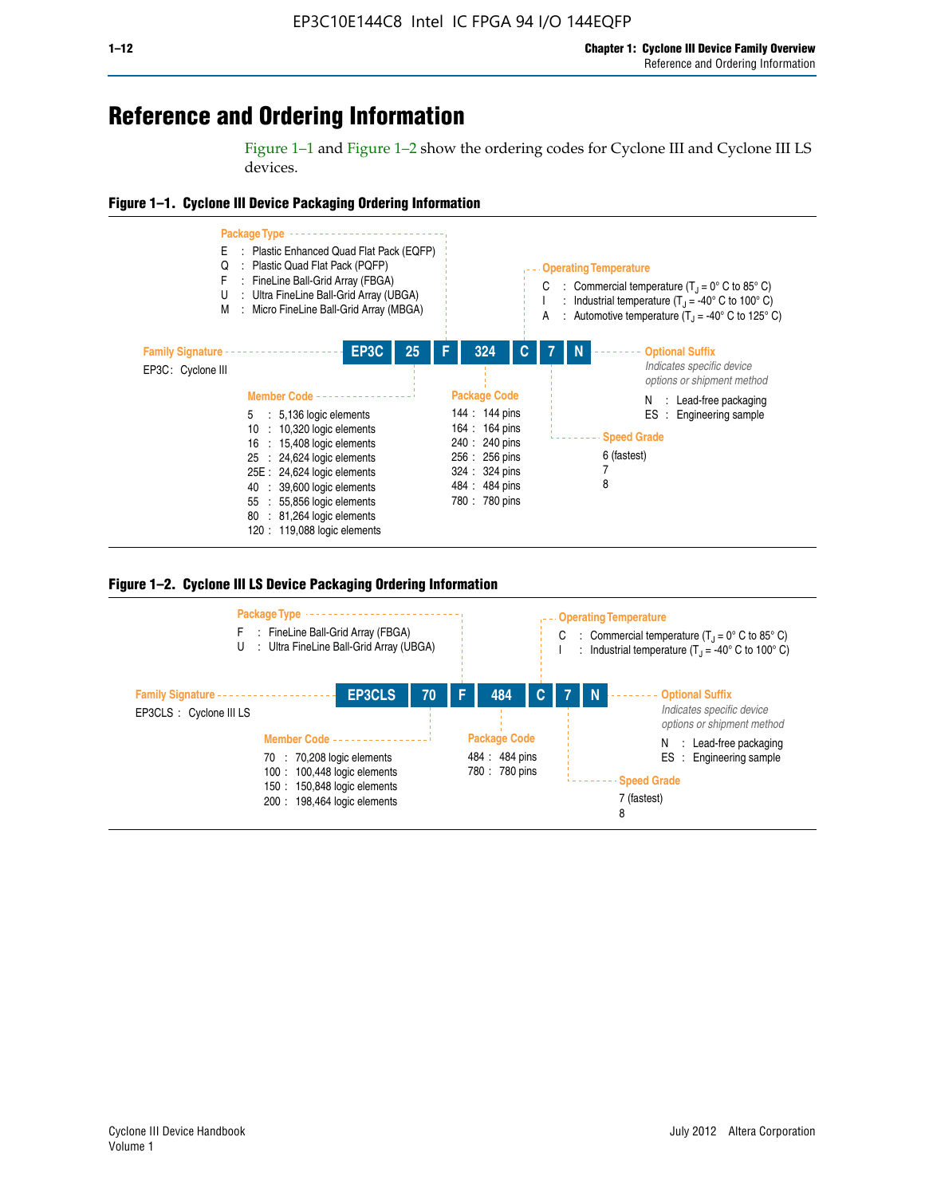# Reference and Ordering Information

Figure 1–1 and Figure 1–2 show the ordering codes for Cyclone III and Cyclone III LS devices.

**Figure 1–1. Cyclone III Device Packaging Ordering Information**

EP3C 25 F 324 C 7 N

Family Signature
EP3C : Cyclone III

Member Code
5 : 5,136 logic elements
10 : 10,320 logic elements
16 : 15,408 logic elements
25 : 24,624 logic elements
25E : 24,624 logic elements
40 : 39,600 logic elements
55 : 55,856 logic elements
80 : 81,264 logic elements
120 : 119,088 logic elements

Package Type
E : Plastic Enhanced Quad Flat Pack (EQFP)
Q : Plastic Quad Flat Pack (PQFP)
F : FineLine Ball-Grid Array (FBGA)
U : Ultra FineLine Ball-Grid Array (UBGA)
M : Micro FineLine Ball-Grid Array (MBGA)

Package Code
144 : 144 pins
164 : 164 pins
240 : 240 pins
256 : 256 pins
324 : 324 pins
484 : 484 pins
780 : 780 pins

Operating Temperature
C : Commercial temperature ($T_J$ = 0° C to 85° C)
I : Industrial temperature ($T_J$ = -40° C to 100° C)
A : Automotive temperature ($T_J$ = -40° C to 125° C)

Speed Grade
6 (fastest)
7
8

Optional Suffix
*Indicates specific device options or shipment method*
N : Lead-free packaging
ES : Engineering sample

**Figure 1–2. Cyclone III LS Device Packaging Ordering Information**

EP3CLS 70 F 484 C 7 N

Family Signature
EP3CLS : Cyclone III LS

Member Code
70 : 70,208 logic elements
100 : 100,448 logic elements
150 : 150,848 logic elements
200 : 198,464 logic elements

Package Type
F : FineLine Ball-Grid Array (FBGA)
U : Ultra FineLine Ball-Grid Array (UBGA)

Package Code
484 : 484 pins
780 : 780 pins

Operating Temperature
C : Commercial temperature ($T_J$ = 0° C to 85° C)
I : Industrial temperature ($T_J$ = -40° C to 100° C)

Speed Grade
7 (fastest)
8

Optional Suffix
*Indicates specific device options or shipment method*
N : Lead-free packaging
ES : Engineering sample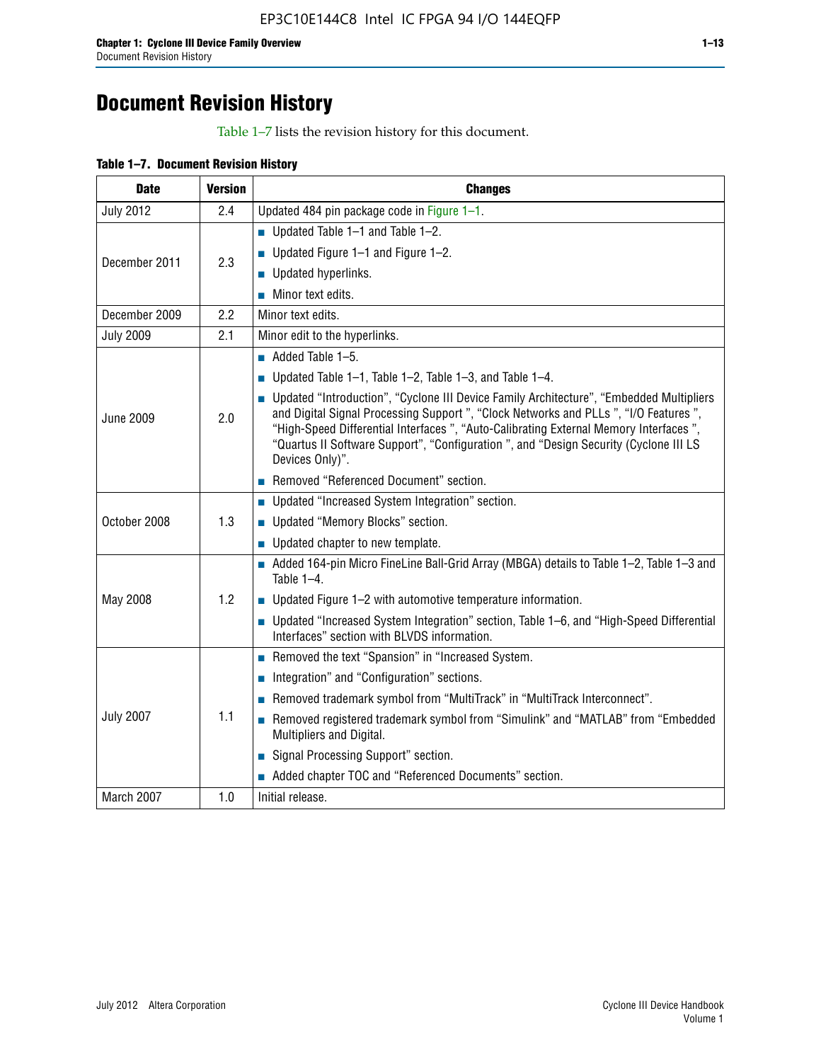# Document Revision History

Table 1–7 lists the revision history for this document.

**Table 1–7. Document Revision History**

| Date | Version | Changes |
|---|---|---|
| July 2012 | 2.4 | Updated 484 pin package code in Figure 1–1. |
| December 2011 | 2.3 | ■ Updated Table 1–1 and Table 1–2. <br> ■ Updated Figure 1–1 and Figure 1–2. <br> ■ Updated hyperlinks. <br> ■ Minor text edits. |
| December 2009 | 2.2 | Minor text edits. |
| July 2009 | 2.1 | Minor edit to the hyperlinks. |
| June 2009 | 2.0 | ■ Added Table 1–5. <br> ■ Updated Table 1–1, Table 1–2, Table 1–3, and Table 1–4. <br> ■ Updated "Introduction", "Cyclone III Device Family Architecture", "Embedded Multipliers and Digital Signal Processing Support ", "Clock Networks and PLLs ", "I/O Features ", "High-Speed Differential Interfaces ", "Auto-Calibrating External Memory Interfaces ", "Quartus II Software Support", "Configuration ", and "Design Security (Cyclone III LS Devices Only)". <br> ■ Removed "Referenced Document" section. |
| October 2008 | 1.3 | ■ Updated "Increased System Integration" section. <br> ■ Updated "Memory Blocks" section. <br> ■ Updated chapter to new template. |
| May 2008 | 1.2 | ■ Added 164-pin Micro FineLine Ball-Grid Array (MBGA) details to Table 1–2, Table 1–3 and Table 1–4. <br> ■ Updated Figure 1–2 with automotive temperature information. <br> ■ Updated "Increased System Integration" section, Table 1–6, and "High-Speed Differential Interfaces" section with BLVDS information. |
| July 2007 | 1.1 | ■ Removed the text "Spansion" in "Increased System. <br> ■ Integration" and "Configuration" sections. <br> ■ Removed trademark symbol from "MultiTrack" in "MultiTrack Interconnect". <br> ■ Removed registered trademark symbol from "Simulink" and "MATLAB" from "Embedded Multipliers and Digital. <br> ■ Signal Processing Support" section. <br> ■ Added chapter TOC and "Referenced Documents" section. |
| March 2007 | 1.0 | Initial release. |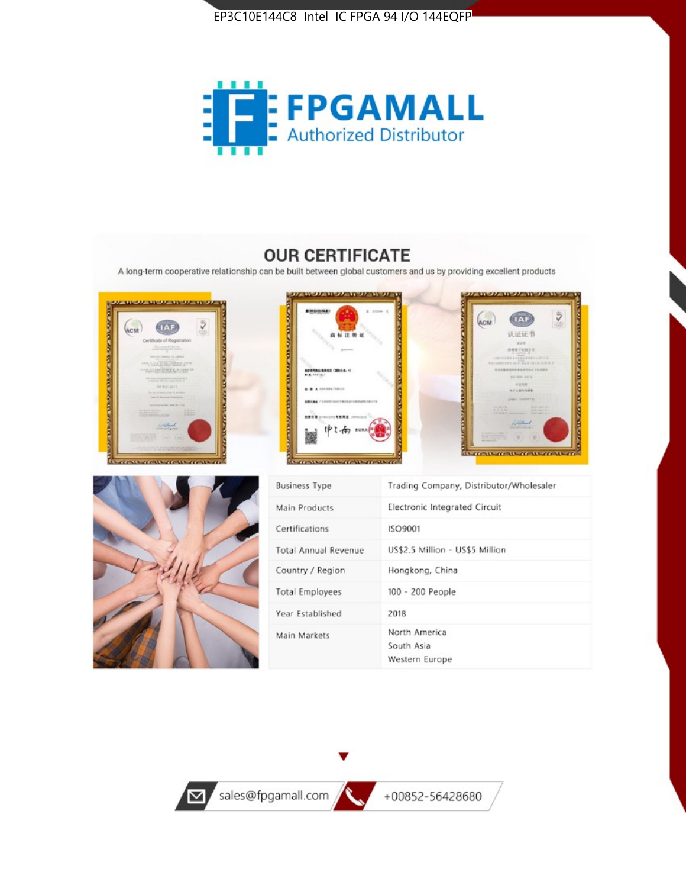FPGAMALL
Authorized Distributor

## OUR CERTIFICATE

A long-term cooperative relationship can be built between global customers and us by providing excellent products

| | |
|---|---|
| Business Type | Trading Company, Distributor/Wholesaler |
| Main Products | Electronic Integrated Circuit |
| Certifications | ISO9001 |
| Total Annual Revenue | US$2.5 Million - US$5 Million |
| Country / Region | Hongkong, China |
| Total Employees | 100 - 200 People |
| Year Established | 2018 |
| Main Markets | North America<br>South Asia<br>Western Europe |

sales@fpgamall.com

+00852-56428680